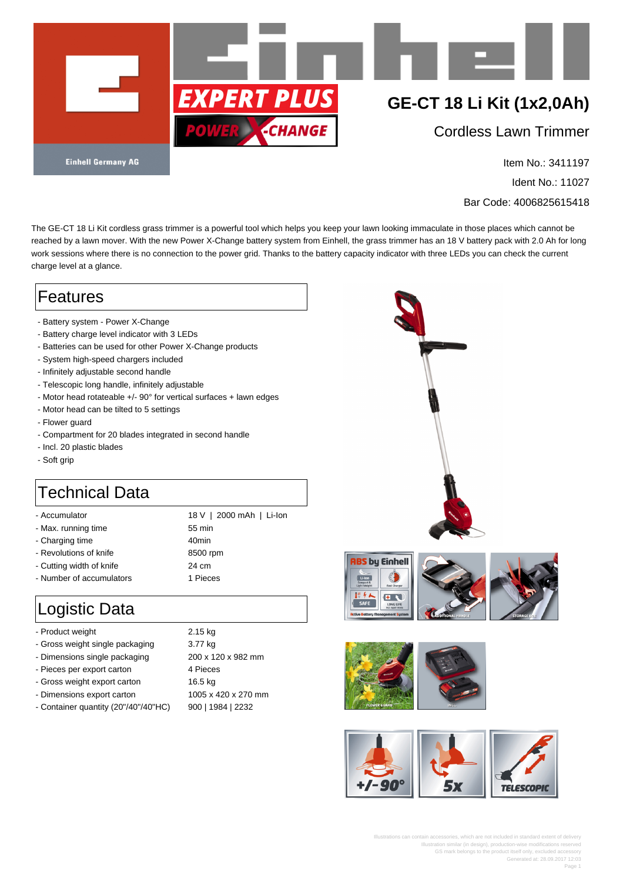EXPERT PLUS

POWER X-CHANGE

Einhell Germany AG

# GE-CT 18 Li Kit (1x2,0Ah)

## Cordless Lawn Trimmer

Item No.: 3411197

Ident No.: 11027

Bar Code: 4006825615418

The GE-CT 18 Li Kit cordless grass trimmer is a powerful tool which helps you keep your lawn looking immaculate in those places which cannot be reached by a lawn mover. With the new Power X-Change battery system from Einhell, the grass trimmer has an 18 V battery pack with 2.0 Ah for long work sessions where there is no connection to the power grid. Thanks to the battery capacity indicator with three LEDs you can check the current charge level at a glance.

## Features

- Battery system - Power X-Change
- Battery charge level indicator with 3 LEDs
- Batteries can be used for other Power X-Change products
- System high-speed chargers included
- Infinitely adjustable second handle
- Telescopic long handle, infinitely adjustable
- Motor head rotateable +/- 90° for vertical surfaces + lawn edges
- Motor head can be tilted to 5 settings
- Flower guard
- Compartment for 20 blades integrated in second handle
- Incl. 20 plastic blades
- Soft grip

## Technical Data

| | |
|---|---|
| - Accumulator | 18 V \| 2000 mAh \| Li-Ion |
| - Max. running time | 55 min |
| - Charging time | 40min |
| - Revolutions of knife | 8500 rpm |
| - Cutting width of knife | 24 cm |
| - Number of accumulators | 1 Pieces |

## Logistic Data

| | |
|---|---|
| - Product weight | 2.15 kg |
| - Gross weight single packaging | 3.77 kg |
| - Dimensions single packaging | 200 x 120 x 982 mm |
| - Pieces per export carton | 4 Pieces |
| - Gross weight export carton | 16.5 kg |
| - Dimensions export carton | 1005 x 420 x 270 mm |
| - Container quantity (20"/40"/40"HC) | 900 \| 1984 \| 2232 |

Illustrations can contain accessories, which are not included in standard extent of delivery
Illustration similar (in design), production-wise modifications reserved
GS mark belongs to the product itself only, excluded accessory
Generated at: 28.09.2017 12:03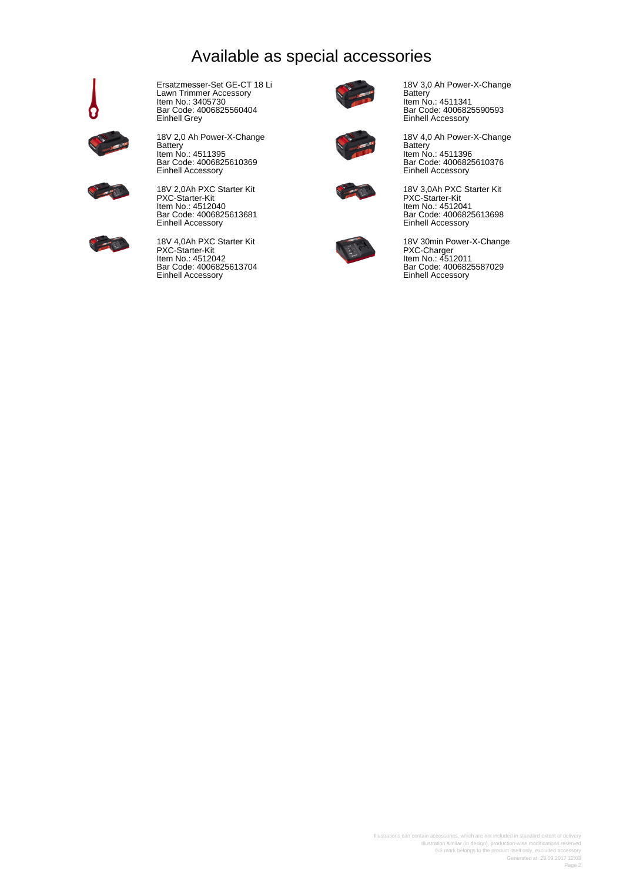# Available as special accessories

Ersatzmesser-Set GE-CT 18 Li
Lawn Trimmer Accessory
Item No.: 3405730
Bar Code: 4006825560404
Einhell Grey

18V 3,0 Ah Power-X-Change
Battery
Item No.: 4511341
Bar Code: 4006825590593
Einhell Accessory

18V 2,0 Ah Power-X-Change
Battery
Item No.: 4511395
Bar Code: 4006825610369
Einhell Accessory

18V 4,0 Ah Power-X-Change
Battery
Item No.: 4511396
Bar Code: 4006825610376
Einhell Accessory

18V 2,0Ah PXC Starter Kit
PXC-Starter-Kit
Item No.: 4512040
Bar Code: 4006825613681
Einhell Accessory

18V 3,0Ah PXC Starter Kit
PXC-Starter-Kit
Item No.: 4512041
Bar Code: 4006825613698
Einhell Accessory

18V 4,0Ah PXC Starter Kit
PXC-Starter-Kit
Item No.: 4512042
Bar Code: 4006825613704
Einhell Accessory

18V 30min Power-X-Change
PXC-Charger
Item No.: 4512011
Bar Code: 4006825587029
Einhell Accessory

Illustrations can contain accessories, which are not included in standard extent of delivery
Illustration similar (in design), production-wise modifications reserved
GS mark belongs to the product itself only, excluded accessory
Generated at: 28.09.2017 12:03